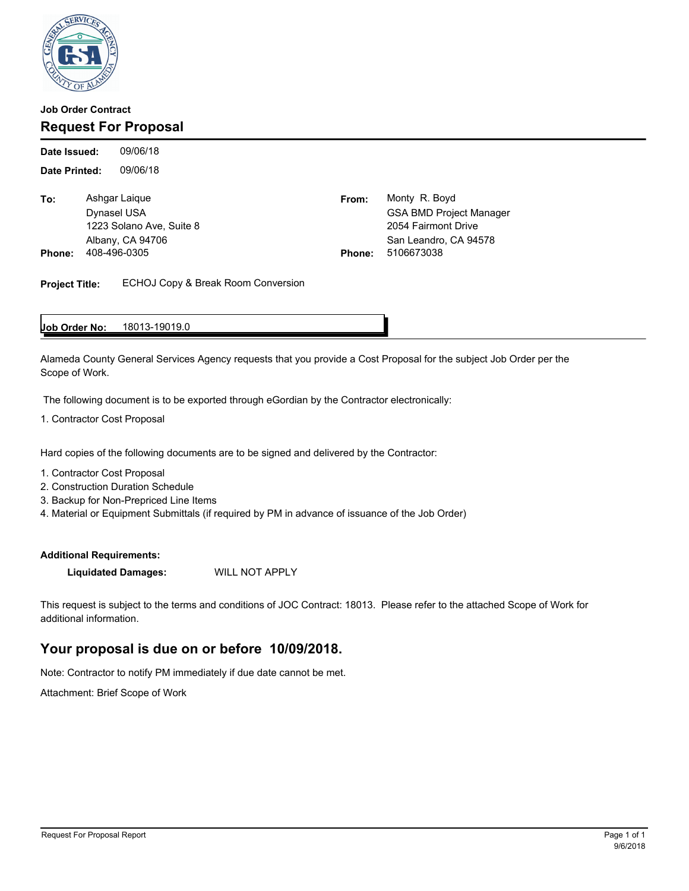**Job Order Contract**

# Request For Proposal

**Date Issued:** 09/06/18

**Date Printed:** 09/06/18

| | | | |
|---|---|---|---|
| **To:** | Ashgar Laique<br>Dynasel USA<br>1223 Solano Ave, Suite 8<br>Albany, CA 94706 | **From:** | Monty R. Boyd<br>GSA BMD Project Manager<br>2054 Fairmont Drive<br>San Leandro, CA 94578 |
| **Phone:** | 408-496-0305 | **Phone:** | 5106673038 |

**Project Title:** ECHOJ Copy & Break Room Conversion

**Job Order No:** 18013-19019.0

Alameda County General Services Agency requests that you provide a Cost Proposal for the subject Job Order per the Scope of Work.

The following document is to be exported through eGordian by the Contractor electronically:

1. Contractor Cost Proposal

Hard copies of the following documents are to be signed and delivered by the Contractor:

1. Contractor Cost Proposal
2. Construction Duration Schedule
3. Backup for Non-Prepriced Line Items
4. Material or Equipment Submittals (if required by PM in advance of issuance of the Job Order)

**Additional Requirements:**

**Liquidated Damages:** WILL NOT APPLY

This request is subject to the terms and conditions of JOC Contract: 18013. Please refer to the attached Scope of Work for additional information.

## Your proposal is due on or before 10/09/2018.

Note: Contractor to notify PM immediately if due date cannot be met.

Attachment: Brief Scope of Work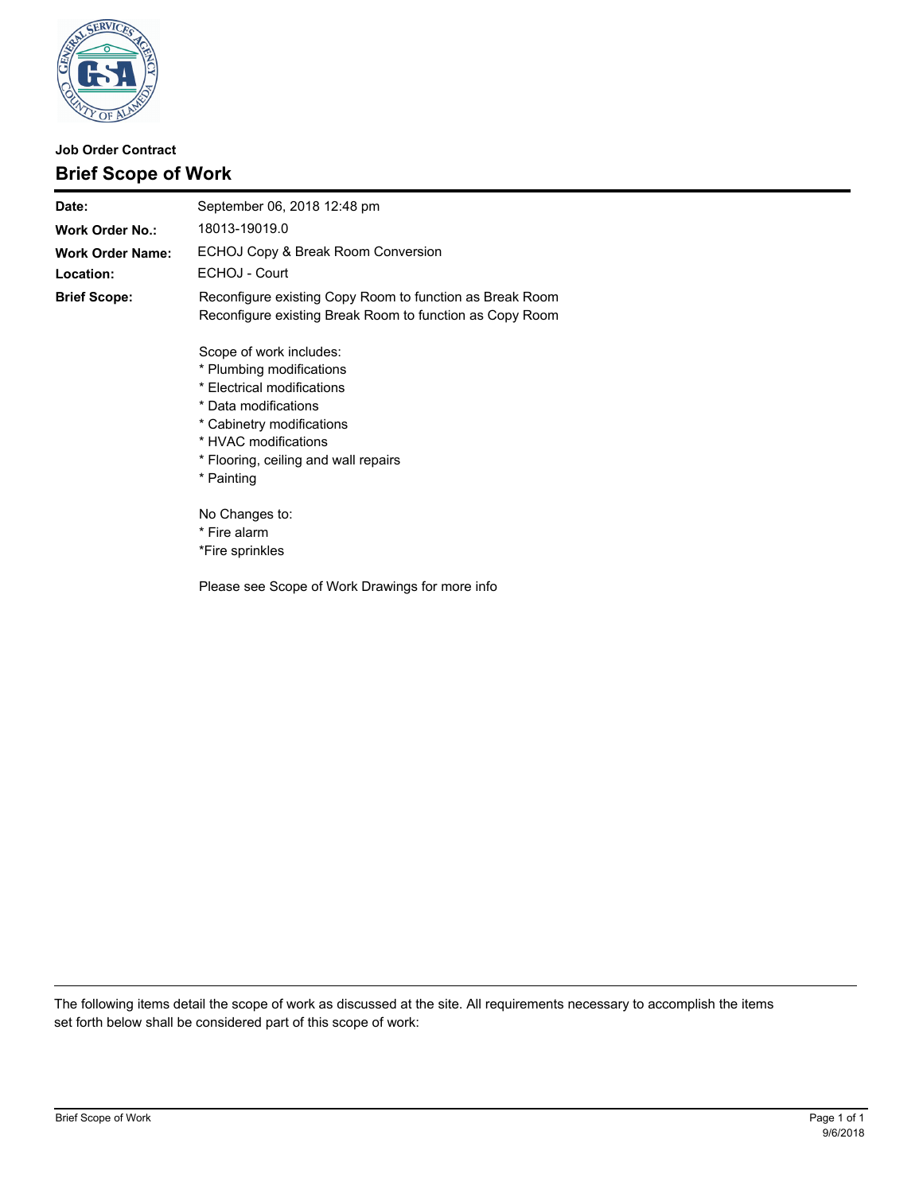**Job Order Contract**

## Brief Scope of Work

| | |
|---|---|
| **Date:** | September 06, 2018 12:48 pm |
| **Work Order No.:** | 18013-19019.0 |
| **Work Order Name:** | ECHOJ Copy & Break Room Conversion |
| **Location:** | ECHOJ - Court |
| **Brief Scope:** | Reconfigure existing Copy Room to function as Break Room<br>Reconfigure existing Break Room to function as Copy Room<br><br>Scope of work includes:<br>* Plumbing modifications<br>* Electrical modifications<br>* Data modifications<br>* Cabinetry modifications<br>* HVAC modifications<br>* Flooring, ceiling and wall repairs<br>* Painting<br><br>No Changes to:<br>* Fire alarm<br>*Fire sprinkles<br><br>Please see Scope of Work Drawings for more info |

The following items detail the scope of work as discussed at the site. All requirements necessary to accomplish the items set forth below shall be considered part of this scope of work: